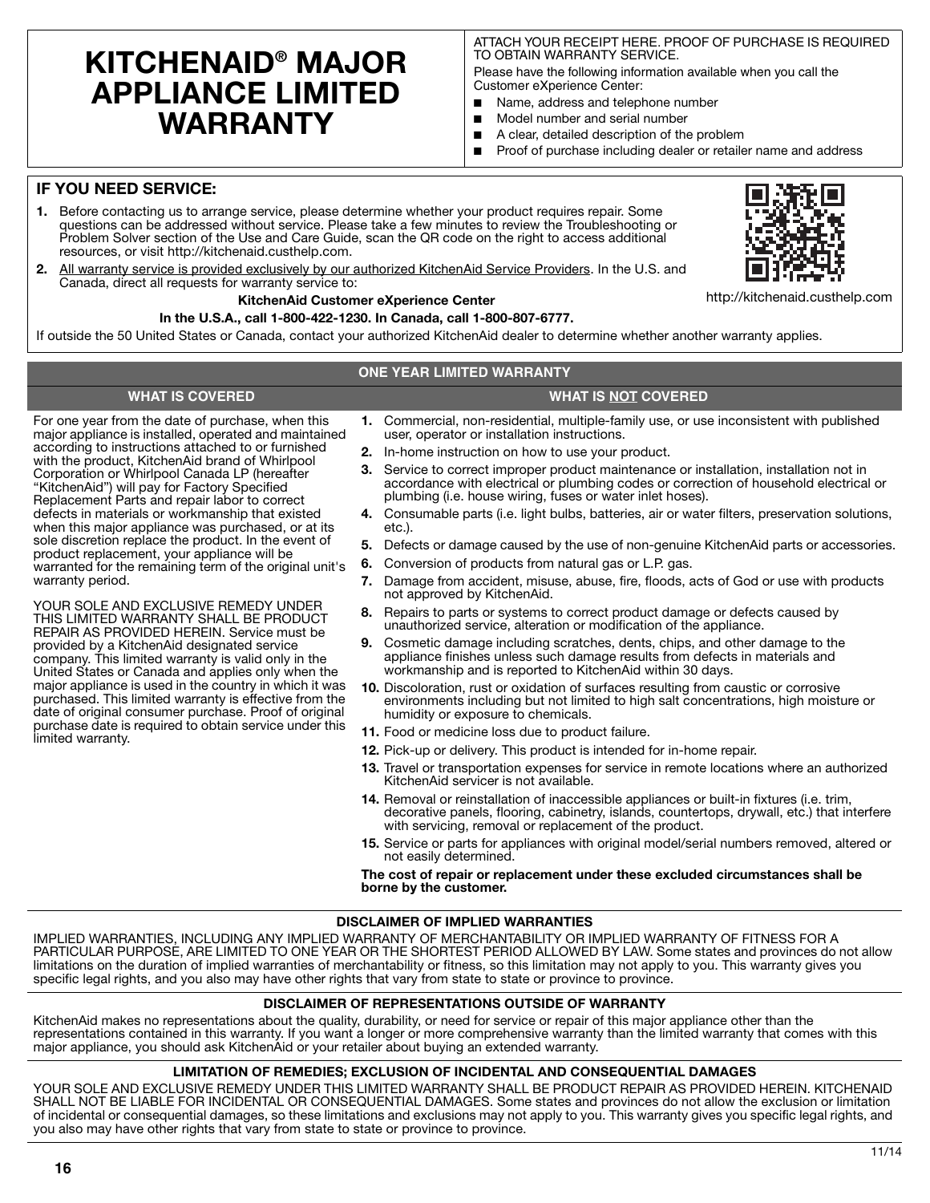# KITCHENAID® MAJOR APPLIANCE LIMITED WARRANTY

ATTACH YOUR RECEIPT HERE. PROOF OF PURCHASE IS REQUIRED TO OBTAIN WARRANTY SERVICE.

Please have the following information available when you call the Customer eXperience Center:

- Name, address and telephone number
- Model number and serial number
- A clear, detailed description of the problem
- Proof of purchase including dealer or retailer name and address

## IF YOU NEED SERVICE:

1. Before contacting us to arrange service, please determine whether your product requires repair. Some questions can be addressed without service. Please take a few minutes to review the Troubleshooting or Problem Solver section of the Use and Care Guide, scan the QR code on the right to access additional resources, or visit http://kitchenaid.custhelp.com.
2. All warranty service is provided exclusively by our authorized KitchenAid Service Providers. In the U.S. and Canada, direct all requests for warranty service to:

**KitchenAid Customer eXperience Center**

**In the U.S.A., call 1-800-422-1230. In Canada, call 1-800-807-6777.**

http://kitchenaid.custhelp.com

If outside the 50 United States or Canada, contact your authorized KitchenAid dealer to determine whether another warranty applies.

## ONE YEAR LIMITED WARRANTY

### WHAT IS COVERED

For one year from the date of purchase, when this major appliance is installed, operated and maintained according to instructions attached to or furnished with the product, KitchenAid brand of Whirlpool Corporation or Whirlpool Canada LP (hereafter "KitchenAid") will pay for Factory Specified Replacement Parts and repair labor to correct defects in materials or workmanship that existed when this major appliance was purchased, or at its sole discretion replace the product. In the event of product replacement, your appliance will be warranted for the remaining term of the original unit's warranty period.

YOUR SOLE AND EXCLUSIVE REMEDY UNDER THIS LIMITED WARRANTY SHALL BE PRODUCT REPAIR AS PROVIDED HEREIN. Service must be provided by a KitchenAid designated service company. This limited warranty is valid only in the United States or Canada and applies only when the major appliance is used in the country in which it was purchased. This limited warranty is effective from the date of original consumer purchase. Proof of original purchase date is required to obtain service under this limited warranty.

### WHAT IS NOT COVERED

1. Commercial, non-residential, multiple-family use, or use inconsistent with published user, operator or installation instructions.
2. In-home instruction on how to use your product.
3. Service to correct improper product maintenance or installation, installation not in accordance with electrical or plumbing codes or correction of household electrical or plumbing (i.e. house wiring, fuses or water inlet hoses).
4. Consumable parts (i.e. light bulbs, batteries, air or water filters, preservation solutions, etc.).
5. Defects or damage caused by the use of non-genuine KitchenAid parts or accessories.
6. Conversion of products from natural gas or L.P. gas.
7. Damage from accident, misuse, abuse, fire, floods, acts of God or use with products not approved by KitchenAid.
8. Repairs to parts or systems to correct product damage or defects caused by unauthorized service, alteration or modification of the appliance.
9. Cosmetic damage including scratches, dents, chips, and other damage to the appliance finishes unless such damage results from defects in materials and workmanship and is reported to KitchenAid within 30 days.
10. Discoloration, rust or oxidation of surfaces resulting from caustic or corrosive environments including but not limited to high salt concentrations, high moisture or humidity or exposure to chemicals.
11. Food or medicine loss due to product failure.
12. Pick-up or delivery. This product is intended for in-home repair.
13. Travel or transportation expenses for service in remote locations where an authorized KitchenAid servicer is not available.
14. Removal or reinstallation of inaccessible appliances or built-in fixtures (i.e. trim, decorative panels, flooring, cabinetry, islands, countertops, drywall, etc.) that interfere with servicing, removal or replacement of the product.
15. Service or parts for appliances with original model/serial numbers removed, altered or not easily determined.

**The cost of repair or replacement under these excluded circumstances shall be borne by the customer.**

## DISCLAIMER OF IMPLIED WARRANTIES

IMPLIED WARRANTIES, INCLUDING ANY IMPLIED WARRANTY OF MERCHANTABILITY OR IMPLIED WARRANTY OF FITNESS FOR A PARTICULAR PURPOSE, ARE LIMITED TO ONE YEAR OR THE SHORTEST PERIOD ALLOWED BY LAW. Some states and provinces do not allow limitations on the duration of implied warranties of merchantability or fitness, so this limitation may not apply to you. This warranty gives you specific legal rights, and you also may have other rights that vary from state to state or province to province.

## DISCLAIMER OF REPRESENTATIONS OUTSIDE OF WARRANTY

KitchenAid makes no representations about the quality, durability, or need for service or repair of this major appliance other than the representations contained in this warranty. If you want a longer or more comprehensive warranty than the limited warranty that comes with this major appliance, you should ask KitchenAid or your retailer about buying an extended warranty.

## LIMITATION OF REMEDIES; EXCLUSION OF INCIDENTAL AND CONSEQUENTIAL DAMAGES

YOUR SOLE AND EXCLUSIVE REMEDY UNDER THIS LIMITED WARRANTY SHALL BE PRODUCT REPAIR AS PROVIDED HEREIN. KITCHENAID SHALL NOT BE LIABLE FOR INCIDENTAL OR CONSEQUENTIAL DAMAGES. Some states and provinces do not allow the exclusion or limitation of incidental or consequential damages, so these limitations and exclusions may not apply to you. This warranty gives you specific legal rights, and you also may have other rights that vary from state to state or province to province.

11/14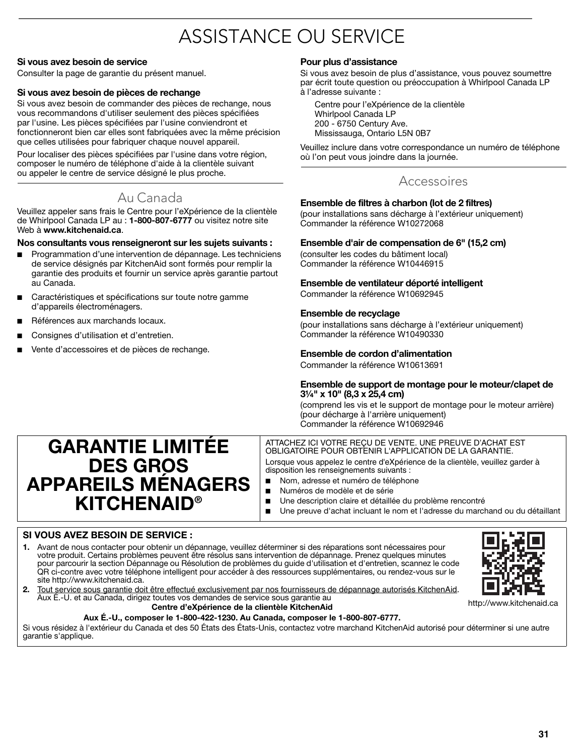# ASSISTANCE OU SERVICE

**Si vous avez besoin de service**

Consulter la page de garantie du présent manuel.

**Si vous avez besoin de pièces de rechange**

Si vous avez besoin de commander des pièces de rechange, nous vous recommandons d'utiliser seulement des pièces spécifiées par l'usine. Les pièces spécifiées par l'usine conviendront et fonctionneront bien car elles sont fabriquées avec la même précision que celles utilisées pour fabriquer chaque nouvel appareil.

Pour localiser des pièces spécifiées par l'usine dans votre région, composer le numéro de téléphone d'aide à la clientèle suivant ou appeler le centre de service désigné le plus proche.

## Au Canada

Veuillez appeler sans frais le Centre pour l'eXpérience de la clientèle de Whirlpool Canada LP au : **1-800-807-6777** ou visitez notre site Web à **www.kitchenaid.ca**.

**Nos consultants vous renseigneront sur les sujets suivants :**

- Programmation d'une intervention de dépannage. Les techniciens de service désignés par KitchenAid sont formés pour remplir la garantie des produits et fournir un service après garantie partout au Canada.
- Caractéristiques et spécifications sur toute notre gamme d'appareils électroménagers.
- Références aux marchands locaux.
- Consignes d'utilisation et d'entretien.
- Vente d'accessoires et de pièces de rechange.

**Pour plus d'assistance**

Si vous avez besoin de plus d'assistance, vous pouvez soumettre par écrit toute question ou préoccupation à Whirlpool Canada LP à l'adresse suivante :

Centre pour l'eXpérience de la clientèle
Whirlpool Canada LP
200 - 6750 Century Ave.
Mississauga, Ontario L5N 0B7

Veuillez inclure dans votre correspondance un numéro de téléphone où l'on peut vous joindre dans la journée.

## Accessoires

**Ensemble de filtres à charbon (lot de 2 filtres)**
(pour installations sans décharge à l'extérieur uniquement)
Commander la référence W10272068

**Ensemble d'air de compensation de 6" (15,2 cm)**
(consulter les codes du bâtiment local)
Commander la référence W10446915

**Ensemble de ventilateur déporté intelligent**
Commander la référence W10692945

**Ensemble de recyclage**
(pour installations sans décharge à l'extérieur uniquement)
Commander la référence W10490330

**Ensemble de cordon d'alimentation**
Commander la référence W10613691

**Ensemble de support de montage pour le moteur/clapet de 3¼" x 10" (8,3 x 25,4 cm)**
(comprend les vis et le support de montage pour le moteur arrière)
(pour décharge à l'arrière uniquement)
Commander la référence W10692946

# GARANTIE LIMITÉE DES GROS APPAREILS MÉNAGERS KITCHENAID®

ATTACHEZ ICI VOTRE REÇU DE VENTE. UNE PREUVE D'ACHAT EST OBLIGATOIRE POUR OBTENIR L'APPLICATION DE LA GARANTIE.

Lorsque vous appelez le centre d'eXpérience de la clientèle, veuillez garder à disposition les renseignements suivants :

- Nom, adresse et numéro de téléphone
- Numéros de modèle et de série
- Une description claire et détaillée du problème rencontré
- Une preuve d'achat incluant le nom et l'adresse du marchand ou du détaillant

**SI VOUS AVEZ BESOIN DE SERVICE :**

1. Avant de nous contacter pour obtenir un dépannage, veuillez déterminer si des réparations sont nécessaires pour votre produit. Certains problèmes peuvent être résolus sans intervention de dépannage. Prenez quelques minutes pour parcourir la section Dépannage ou Résolution de problèmes du guide d'utilisation et d'entretien, scannez le code QR ci-contre avec votre téléphone intelligent pour accéder à des ressources supplémentaires, ou rendez-vous sur le site http://www.kitchenaid.ca.
2. Tout service sous garantie doit être effectué exclusivement par nos fournisseurs de dépannage autorisés KitchenAid. Aux É.-U. et au Canada, dirigez toutes vos demandes de service sous garantie au

**Centre d'eXpérience de la clientèle KitchenAid**

**Aux É.-U., composer le 1-800-422-1230. Au Canada, composer le 1-800-807-6777.**

http://www.kitchenaid.ca

Si vous résidez à l'extérieur du Canada et des 50 États des États-Unis, contactez votre marchand KitchenAid autorisé pour déterminer si une autre garantie s'applique.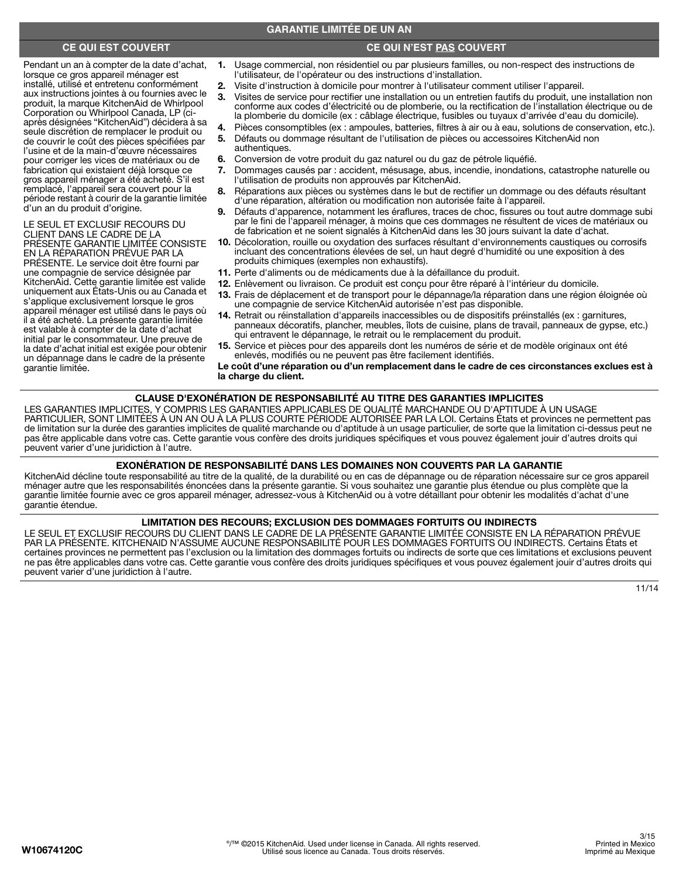## GARANTIE LIMITÉE DE UN AN

### CE QUI EST COUVERT

Pendant un an à compter de la date d'achat, lorsque ce gros appareil ménager est installé, utilisé et entretenu conformément aux instructions jointes à ou fournies avec le produit, la marque KitchenAid de Whirlpool Corporation ou Whirlpool Canada, LP (ci-après désignées "KitchenAid") décidera à sa seule discrétion de remplacer le produit ou de couvrir le coût des pièces spécifiées par l'usine et de la main-d'œuvre nécessaires pour corriger les vices de matériaux ou de fabrication qui existaient déjà lorsque ce gros appareil ménager a été acheté. S'il est remplacé, l'appareil sera couvert pour la période restant à courir de la garantie limitée d'un an du produit d'origine.

LE SEUL ET EXCLUSIF RECOURS DU CLIENT DANS LE CADRE DE LA PRÉSENTE GARANTIE LIMITÉE CONSISTE EN LA RÉPARATION PRÉVUE PAR LA PRÉSENTE. Le service doit être fourni par une compagnie de service désignée par KitchenAid. Cette garantie limitée est valide uniquement aux États-Unis ou au Canada et s'applique exclusivement lorsque le gros appareil ménager est utilisé dans le pays où il a été acheté. La présente garantie limitée est valable à compter de la date d'achat initial par le consommateur. Une preuve de la date d'achat initial est exigée pour obtenir un dépannage dans le cadre de la présente garantie limitée.

### CE QUI N'EST PAS COUVERT

1. Usage commercial, non résidentiel ou par plusieurs familles, ou non-respect des instructions de l'utilisateur, de l'opérateur ou des instructions d'installation.
2. Visite d'instruction à domicile pour montrer à l'utilisateur comment utiliser l'appareil.
3. Visites de service pour rectifier une installation ou un entretien fautifs du produit, une installation non conforme aux codes d'électricité ou de plomberie, ou la rectification de l'installation électrique ou de la plomberie du domicile (ex : câblage électrique, fusibles ou tuyaux d'arrivée d'eau du domicile).
4. Pièces consomptibles (ex : ampoules, batteries, filtres à air ou à eau, solutions de conservation, etc.).
5. Défauts ou dommage résultant de l'utilisation de pièces ou accessoires KitchenAid non authentiques.
6. Conversion de votre produit du gaz naturel ou du gaz de pétrole liquéfié.
7. Dommages causés par : accident, mésusage, abus, incendie, inondations, catastrophe naturelle ou l'utilisation de produits non approuvés par KitchenAid.
8. Réparations aux pièces ou systèmes dans le but de rectifier un dommage ou des défauts résultant d'une réparation, altération ou modification non autorisée faite à l'appareil.
9. Défauts d'apparence, notamment les éraflures, traces de choc, fissures ou tout autre dommage subi par le fini de l'appareil ménager, à moins que ces dommages ne résultent de vices de matériaux ou de fabrication et ne soient signalés à KitchenAid dans les 30 jours suivant la date d'achat.
10. Décoloration, rouille ou oxydation des surfaces résultant d'environnements caustiques ou corrosifs incluant des concentrations élevées de sel, un haut degré d'humidité ou une exposition à des produits chimiques (exemples non exhaustifs).
11. Perte d'aliments ou de médicaments due à la défaillance du produit.
12. Enlèvement ou livraison. Ce produit est conçu pour être réparé à l'intérieur du domicile.
13. Frais de déplacement et de transport pour le dépannage/la réparation dans une région éloignée où une compagnie de service KitchenAid autorisée n'est pas disponible.
14. Retrait ou réinstallation d'appareils inaccessibles ou de dispositifs préinstallés (ex : garnitures, panneaux décoratifs, plancher, meubles, îlots de cuisine, plans de travail, panneaux de gypse, etc.) qui entravent le dépannage, le retrait ou le remplacement du produit.
15. Service et pièces pour des appareils dont les numéros de série et de modèle originaux ont été enlevés, modifiés ou ne peuvent pas être facilement identifiés.

**Le coût d'une réparation ou d'un remplacement dans le cadre de ces circonstances exclues est à la charge du client.**

### CLAUSE D'EXONÉRATION DE RESPONSABILITÉ AU TITRE DES GARANTIES IMPLICITES

LES GARANTIES IMPLICITES, Y COMPRIS LES GARANTIES APPLICABLES DE QUALITÉ MARCHANDE OU D'APTITUDE À UN USAGE PARTICULIER, SONT LIMITÉES À UN AN OU À LA PLUS COURTE PÉRIODE AUTORISÉE PAR LA LOI. Certains États et provinces ne permettent pas de limitation sur la durée des garanties implicites de qualité marchande ou d'aptitude à un usage particulier, de sorte que la limitation ci-dessus peut ne pas être applicable dans votre cas. Cette garantie vous confère des droits juridiques spécifiques et vous pouvez également jouir d'autres droits qui peuvent varier d'une juridiction à l'autre.

### EXONÉRATION DE RESPONSABILITÉ DANS LES DOMAINES NON COUVERTS PAR LA GARANTIE

KitchenAid décline toute responsabilité au titre de la qualité, de la durabilité ou en cas de dépannage ou de réparation nécessaire sur ce gros appareil ménager autre que les responsabilités énoncées dans la présente garantie. Si vous souhaitez une garantie plus étendue ou plus complète que la garantie limitée fournie avec ce gros appareil ménager, adressez-vous à KitchenAid ou à votre détaillant pour obtenir les modalités d'achat d'une garantie étendue.

### LIMITATION DES RECOURS; EXCLUSION DES DOMMAGES FORTUITS OU INDIRECTS

LE SEUL ET EXCLUSIF RECOURS DU CLIENT DANS LE CADRE DE LA PRÉSENTE GARANTIE LIMITÉE CONSISTE EN LA RÉPARATION PRÉVUE PAR LA PRÉSENTE. KITCHENAID N'ASSUME AUCUNE RESPONSABILITÉ POUR LES DOMMAGES FORTUITS OU INDIRECTS. Certains États et certaines provinces ne permettent pas l'exclusion ou la limitation des dommages fortuits ou indirects de sorte que ces limitations et exclusions peuvent ne pas être applicables dans votre cas. Cette garantie vous confère des droits juridiques spécifiques et vous pouvez également jouir d'autres droits qui peuvent varier d'une juridiction à l'autre.

11/14

W10674120C

®/™ ©2015 KitchenAid. Used under license in Canada. All rights reserved.
Utilisé sous licence au Canada. Tous droits réservés.

3/15
Printed in Mexico
Imprimé au Mexique